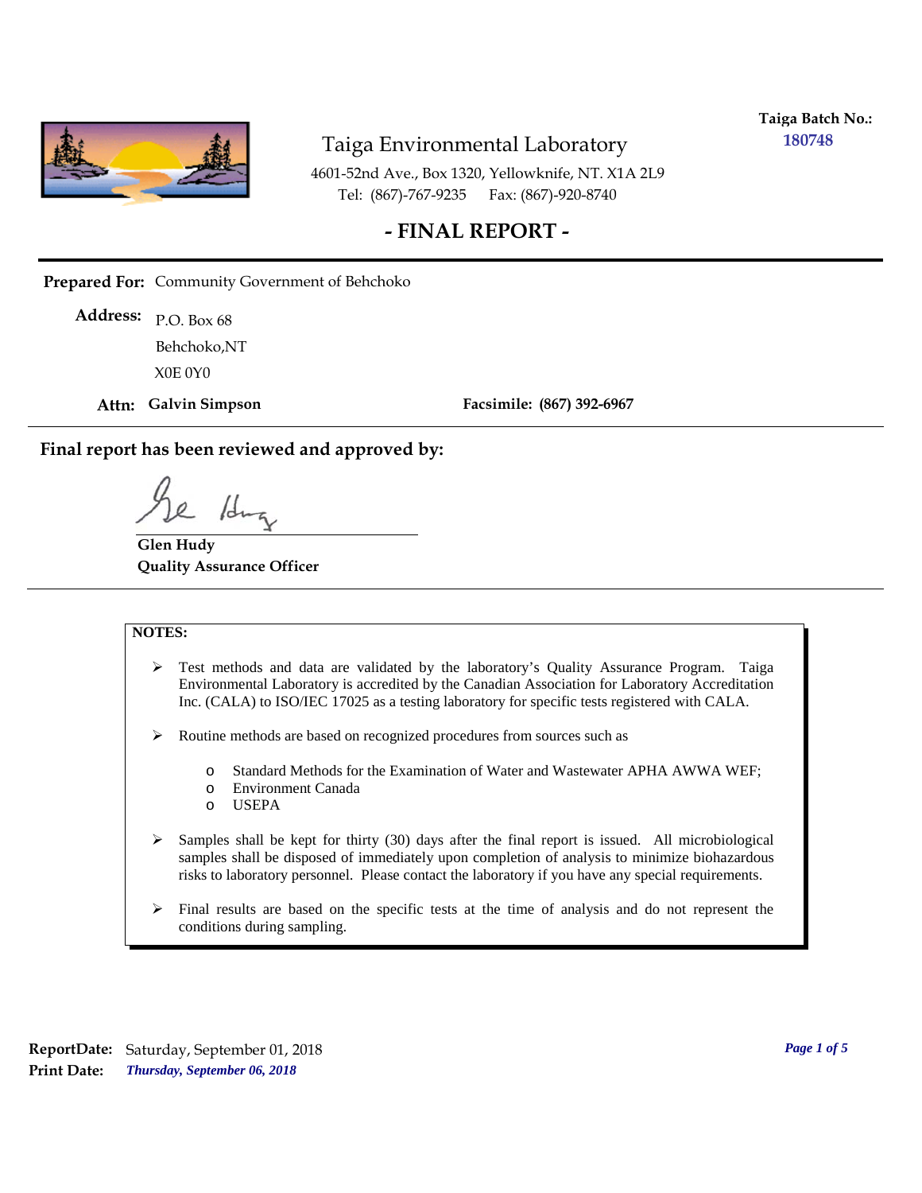**Taiga Batch No.:** 180748

# Taiga Environmental Laboratory

4601-52nd Ave., Box 1320, Yellowknife, NT. X1A 2L9
Tel: (867)-767-9235 Fax: (867)-920-8740

## - FINAL REPORT -

**Prepared For:** Community Government of Behchoko

**Address:** P.O. Box 68
Behchoko,NT
X0E 0Y0

**Attn: Galvin Simpson** **Facsimile: (867) 392-6967**

### Final report has been reviewed and approved by:

**Glen Hudy**
**Quality Assurance Officer**

**NOTES:**

- Test methods and data are validated by the laboratory's Quality Assurance Program. Taiga Environmental Laboratory is accredited by the Canadian Association for Laboratory Accreditation Inc. (CALA) to ISO/IEC 17025 as a testing laboratory for specific tests registered with CALA.
- Routine methods are based on recognized procedures from sources such as
  - Standard Methods for the Examination of Water and Wastewater APHA AWWA WEF;
  - Environment Canada
  - USEPA
- Samples shall be kept for thirty (30) days after the final report is issued. All microbiological samples shall be disposed of immediately upon completion of analysis to minimize biohazardous risks to laboratory personnel. Please contact the laboratory if you have any special requirements.
- Final results are based on the specific tests at the time of analysis and do not represent the conditions during sampling.

**ReportDate:** Saturday, September 01, 2018
**Print Date:** *Thursday, September 06, 2018*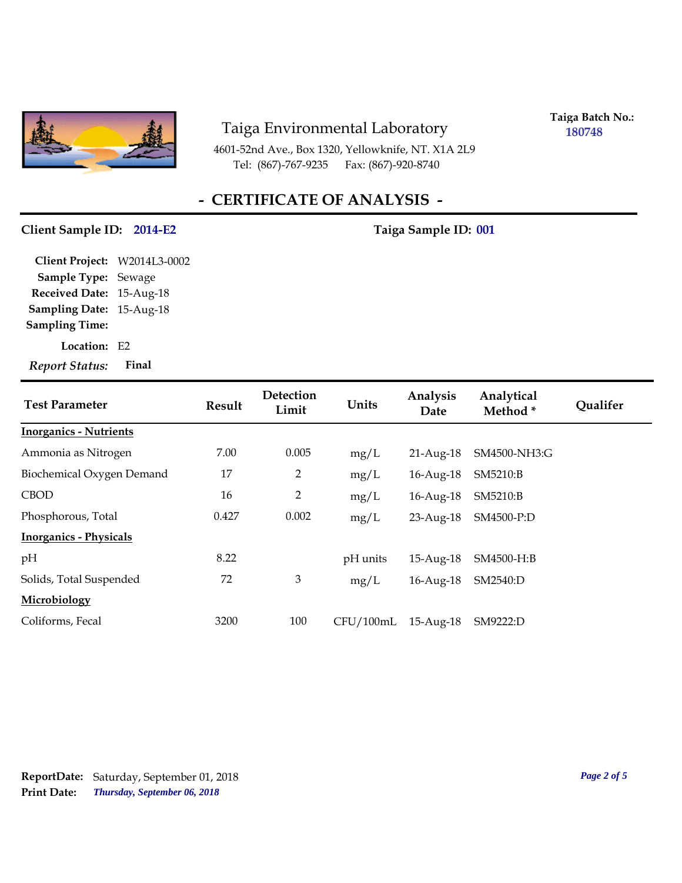Taiga Environmental Laboratory

4601-52nd Ave., Box 1320, Yellowknife, NT. X1A 2L9
Tel: (867)-767-9235 Fax: (867)-920-8740

**Taiga Batch No.:** 180748

# - CERTIFICATE OF ANALYSIS -

**Client Sample ID:** 2014-E2 **Taiga Sample ID:** 001

**Client Project:** W2014L3-0002
**Sample Type:** Sewage
**Received Date:** 15-Aug-18
**Sampling Date:** 15-Aug-18
**Sampling Time:**
**Location:** E2
***Report Status:*** **Final**

| Test Parameter | Result | Detection Limit | Units | Analysis Date | Analytical Method * | Qualifer |
|---|---|---|---|---|---|---|
| **Inorganics - Nutrients** | | | | | | |
| Ammonia as Nitrogen | 7.00 | 0.005 | mg/L | 21-Aug-18 | SM4500-NH3:G | |
| Biochemical Oxygen Demand | 17 | 2 | mg/L | 16-Aug-18 | SM5210:B | |
| CBOD | 16 | 2 | mg/L | 16-Aug-18 | SM5210:B | |
| Phosphorous, Total | 0.427 | 0.002 | mg/L | 23-Aug-18 | SM4500-P:D | |
| **Inorganics - Physicals** | | | | | | |
| pH | 8.22 | | pH units | 15-Aug-18 | SM4500-H:B | |
| Solids, Total Suspended | 72 | 3 | mg/L | 16-Aug-18 | SM2540:D | |
| **Microbiology** | | | | | | |
| Coliforms, Fecal | 3200 | 100 | CFU/100mL | 15-Aug-18 | SM9222:D | |

**ReportDate:** Saturday, September 01, 2018
**Print Date:** *Thursday, September 06, 2018*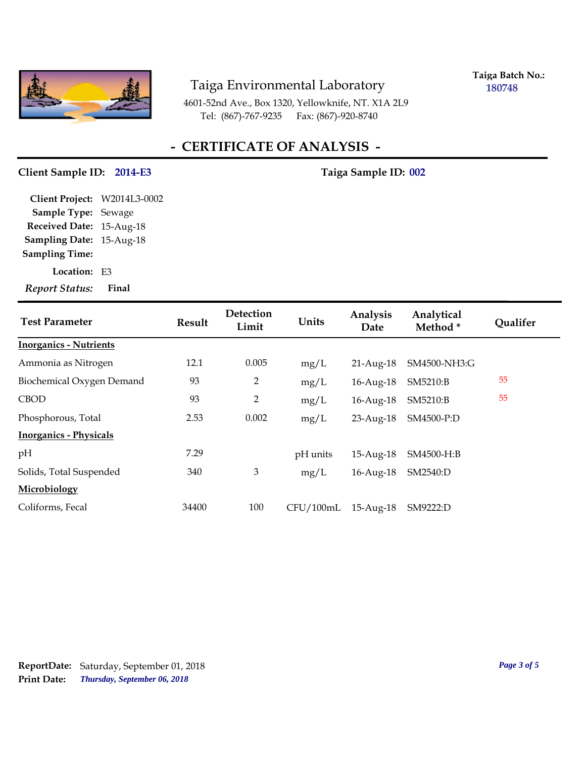Taiga Environmental Laboratory

4601-52nd Ave., Box 1320, Yellowknife, NT. X1A 2L9
Tel: (867)-767-9235 Fax: (867)-920-8740

**Taiga Batch No.:** 180748

# - CERTIFICATE OF ANALYSIS -

**Client Sample ID:** 2014-E3 **Taiga Sample ID:** 002

**Client Project:** W2014L3-0002
**Sample Type:** Sewage
**Received Date:** 15-Aug-18
**Sampling Date:** 15-Aug-18
**Sampling Time:**
**Location:** E3
***Report Status:*** **Final**

| Test Parameter | Result | Detection Limit | Units | Analysis Date | Analytical Method * | Qualifer |
|---|---|---|---|---|---|---|
| **Inorganics - Nutrients** | | | | | | |
| Ammonia as Nitrogen | 12.1 | 0.005 | mg/L | 21-Aug-18 | SM4500-NH3:G | |
| Biochemical Oxygen Demand | 93 | 2 | mg/L | 16-Aug-18 | SM5210:B | 55 |
| CBOD | 93 | 2 | mg/L | 16-Aug-18 | SM5210:B | 55 |
| Phosphorous, Total | 2.53 | 0.002 | mg/L | 23-Aug-18 | SM4500-P:D | |
| **Inorganics - Physicals** | | | | | | |
| pH | 7.29 | | pH units | 15-Aug-18 | SM4500-H:B | |
| Solids, Total Suspended | 340 | 3 | mg/L | 16-Aug-18 | SM2540:D | |
| **Microbiology** | | | | | | |
| Coliforms, Fecal | 34400 | 100 | CFU/100mL | 15-Aug-18 | SM9222:D | |

**ReportDate:** Saturday, September 01, 2018
**Print Date:** *Thursday, September 06, 2018*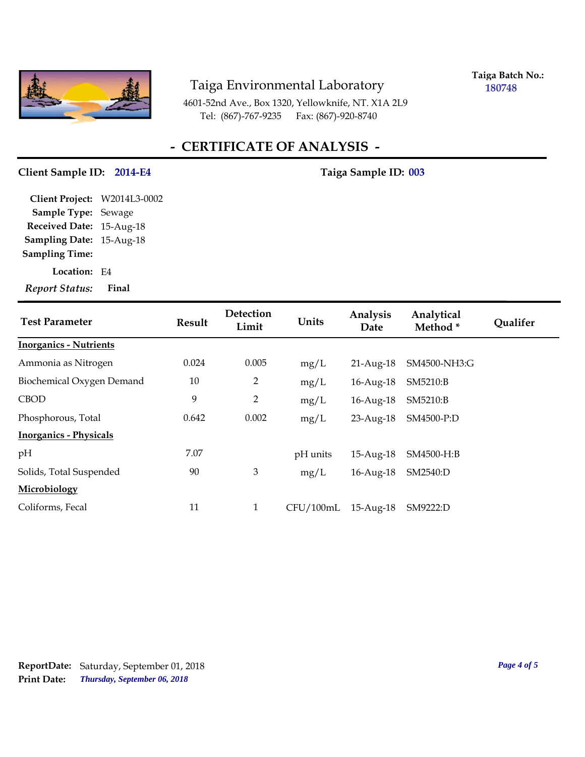# Taiga Environmental Laboratory

4601-52nd Ave., Box 1320, Yellowknife, NT. X1A 2L9
Tel: (867)-767-9235 Fax: (867)-920-8740

**Taiga Batch No.:** 180748

## - CERTIFICATE OF ANALYSIS -

**Client Sample ID:** 2014-E4 **Taiga Sample ID:** 003

**Client Project:** W2014L3-0002
**Sample Type:** Sewage
**Received Date:** 15-Aug-18
**Sampling Date:** 15-Aug-18
**Sampling Time:**
**Location:** E4
***Report Status:*** **Final**

| Test Parameter | Result | Detection Limit | Units | Analysis Date | Analytical Method * | Qualifer |
|---|---|---|---|---|---|---|
| **Inorganics - Nutrients** | | | | | | |
| Ammonia as Nitrogen | 0.024 | 0.005 | mg/L | 21-Aug-18 | SM4500-NH3:G | |
| Biochemical Oxygen Demand | 10 | 2 | mg/L | 16-Aug-18 | SM5210:B | |
| CBOD | 9 | 2 | mg/L | 16-Aug-18 | SM5210:B | |
| Phosphorous, Total | 0.642 | 0.002 | mg/L | 23-Aug-18 | SM4500-P:D | |
| **Inorganics - Physicals** | | | | | | |
| pH | 7.07 | | pH units | 15-Aug-18 | SM4500-H:B | |
| Solids, Total Suspended | 90 | 3 | mg/L | 16-Aug-18 | SM2540:D | |
| **Microbiology** | | | | | | |
| Coliforms, Fecal | 11 | 1 | CFU/100mL | 15-Aug-18 | SM9222:D | |

**ReportDate:** Saturday, September 01, 2018
**Print Date:** *Thursday, September 06, 2018*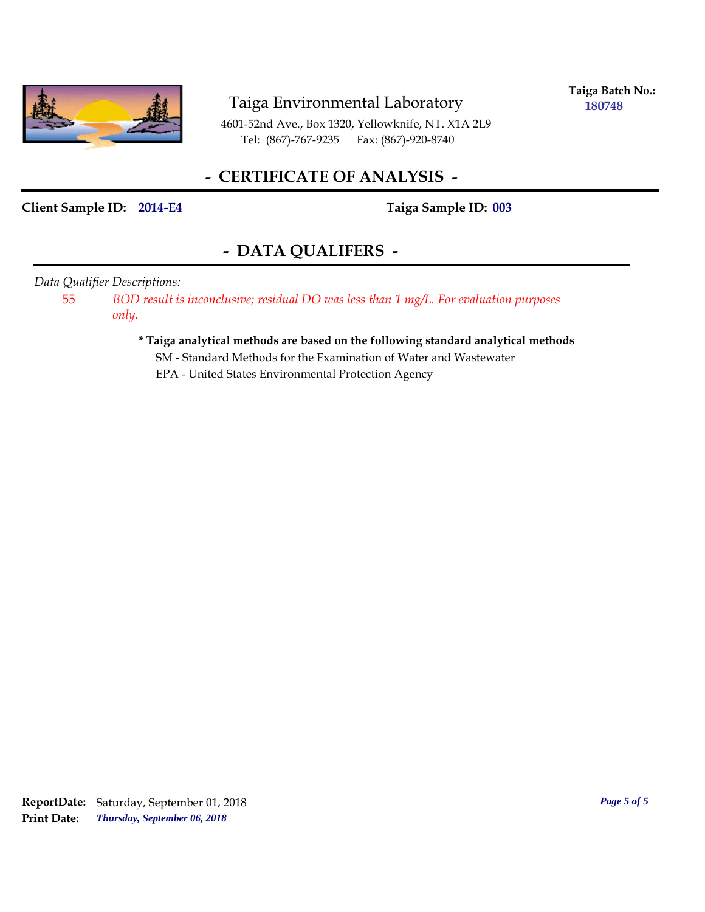Taiga Environmental Laboratory

4601-52nd Ave., Box 1320, Yellowknife, NT. X1A 2L9
Tel: (867)-767-9235 Fax: (867)-920-8740

**Taiga Batch No.:** **180748**

# - CERTIFICATE OF ANALYSIS -

**Client Sample ID:** **2014-E4** **Taiga Sample ID:** **003**

## - DATA QUALIFERS -

*Data Qualifier Descriptions:*

55 *BOD result is inconclusive; residual DO was less than 1 mg/L. For evaluation purposes only.*

**\* Taiga analytical methods are based on the following standard analytical methods**

SM - Standard Methods for the Examination of Water and Wastewater
EPA - United States Environmental Protection Agency

**ReportDate:** Saturday, September 01, 2018
**Print Date:** ***Thursday, September 06, 2018***